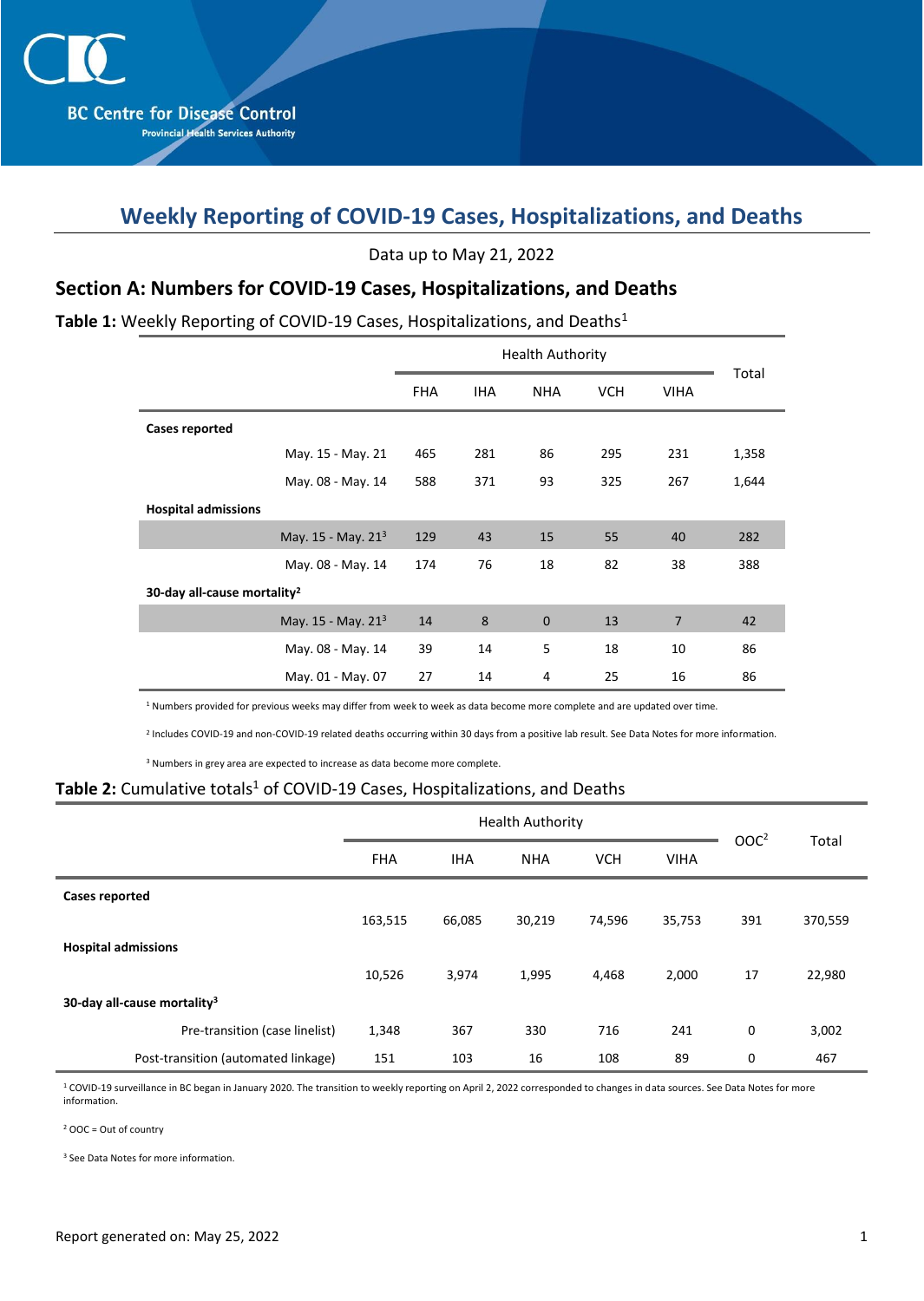BC Centre for Disease Control
Provincial Health Services Authority

# Weekly Reporting of COVID-19 Cases, Hospitalizations, and Deaths

Data up to May 21, 2022

## Section A: Numbers for COVID-19 Cases, Hospitalizations, and Deaths

**Table 1:** Weekly Reporting of COVID-19 Cases, Hospitalizations, and Deaths[1]

| | | Health Authority | | | | | Total |
|---|---|---|---|---|---|---|---|
| | | FHA | IHA | NHA | VCH | VIHA | |
| **Cases reported** | | | | | | | |
| | May. 15 - May. 21 | 465 | 281 | 86 | 295 | 231 | 1,358 |
| | May. 08 - May. 14 | 588 | 371 | 93 | 325 | 267 | 1,644 |
| **Hospital admissions** | | | | | | | |
| | May. 15 - May. 21[3] | 129 | 43 | 15 | 55 | 40 | 282 |
| | May. 08 - May. 14 | 174 | 76 | 18 | 82 | 38 | 388 |
| **30-day all-cause mortality[2]** | | | | | | | |
| | May. 15 - May. 21[3] | 14 | 8 | 0 | 13 | 7 | 42 |
| | May. 08 - May. 14 | 39 | 14 | 5 | 18 | 10 | 86 |
| | May. 01 - May. 07 | 27 | 14 | 4 | 25 | 16 | 86 |

[1] Numbers provided for previous weeks may differ from week to week as data become more complete and are updated over time.

[2] Includes COVID-19 and non-COVID-19 related deaths occurring within 30 days from a positive lab result. See Data Notes for more information.

[3] Numbers in grey area are expected to increase as data become more complete.

**Table 2:** Cumulative totals[1] of COVID-19 Cases, Hospitalizations, and Deaths

| | Health Authority | | | | | OOC[2] | Total |
|---|---|---|---|---|---|---|---|
| | FHA | IHA | NHA | VCH | VIHA | | |
| **Cases reported** | | | | | | | |
| | 163,515 | 66,085 | 30,219 | 74,596 | 35,753 | 391 | 370,559 |
| **Hospital admissions** | | | | | | | |
| | 10,526 | 3,974 | 1,995 | 4,468 | 2,000 | 17 | 22,980 |
| **30-day all-cause mortality[3]** | | | | | | | |
| Pre-transition (case linelist) | 1,348 | 367 | 330 | 716 | 241 | 0 | 3,002 |
| Post-transition (automated linkage) | 151 | 103 | 16 | 108 | 89 | 0 | 467 |

[1] COVID-19 surveillance in BC began in January 2020. The transition to weekly reporting on April 2, 2022 corresponded to changes in data sources. See Data Notes for more information.

[2] OOC = Out of country

[3] See Data Notes for more information.

Report generated on: May 25, 2022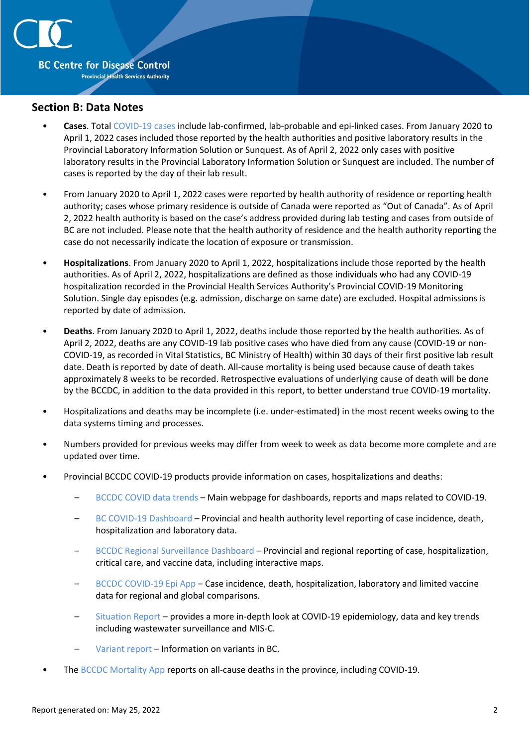## Section B: Data Notes

- **Cases**. Total COVID-19 cases include lab-confirmed, lab-probable and epi-linked cases. From January 2020 to April 1, 2022 cases included those reported by the health authorities and positive laboratory results in the Provincial Laboratory Information Solution or Sunquest. As of April 2, 2022 only cases with positive laboratory results in the Provincial Laboratory Information Solution or Sunquest are included. The number of cases is reported by the day of their lab result.

- From January 2020 to April 1, 2022 cases were reported by health authority of residence or reporting health authority; cases whose primary residence is outside of Canada were reported as "Out of Canada". As of April 2, 2022 health authority is based on the case's address provided during lab testing and cases from outside of BC are not included. Please note that the health authority of residence and the health authority reporting the case do not necessarily indicate the location of exposure or transmission.

- **Hospitalizations**. From January 2020 to April 1, 2022, hospitalizations include those reported by the health authorities. As of April 2, 2022, hospitalizations are defined as those individuals who had any COVID-19 hospitalization recorded in the Provincial Health Services Authority's Provincial COVID-19 Monitoring Solution. Single day episodes (e.g. admission, discharge on same date) are excluded. Hospital admissions is reported by date of admission.

- **Deaths**. From January 2020 to April 1, 2022, deaths include those reported by the health authorities. As of April 2, 2022, deaths are any COVID-19 lab positive cases who have died from any cause (COVID-19 or non-COVID-19, as recorded in Vital Statistics, BC Ministry of Health) within 30 days of their first positive lab result date. Death is reported by date of death. All-cause mortality is being used because cause of death takes approximately 8 weeks to be recorded. Retrospective evaluations of underlying cause of death will be done by the BCCDC, in addition to the data provided in this report, to better understand true COVID-19 mortality.

- Hospitalizations and deaths may be incomplete (i.e. under-estimated) in the most recent weeks owing to the data systems timing and processes.

- Numbers provided for previous weeks may differ from week to week as data become more complete and are updated over time.

- Provincial BCCDC COVID-19 products provide information on cases, hospitalizations and deaths:
  - BCCDC COVID data trends – Main webpage for dashboards, reports and maps related to COVID-19.
  - BC COVID-19 Dashboard – Provincial and health authority level reporting of case incidence, death, hospitalization and laboratory data.
  - BCCDC Regional Surveillance Dashboard – Provincial and regional reporting of case, hospitalization, critical care, and vaccine data, including interactive maps.
  - BCCDC COVID-19 Epi App – Case incidence, death, hospitalization, laboratory and limited vaccine data for regional and global comparisons.
  - Situation Report – provides a more in-depth look at COVID-19 epidemiology, data and key trends including wastewater surveillance and MIS-C.
  - Variant report – Information on variants in BC.

- The BCCDC Mortality App reports on all-cause deaths in the province, including COVID-19.

Report generated on: May 25, 2022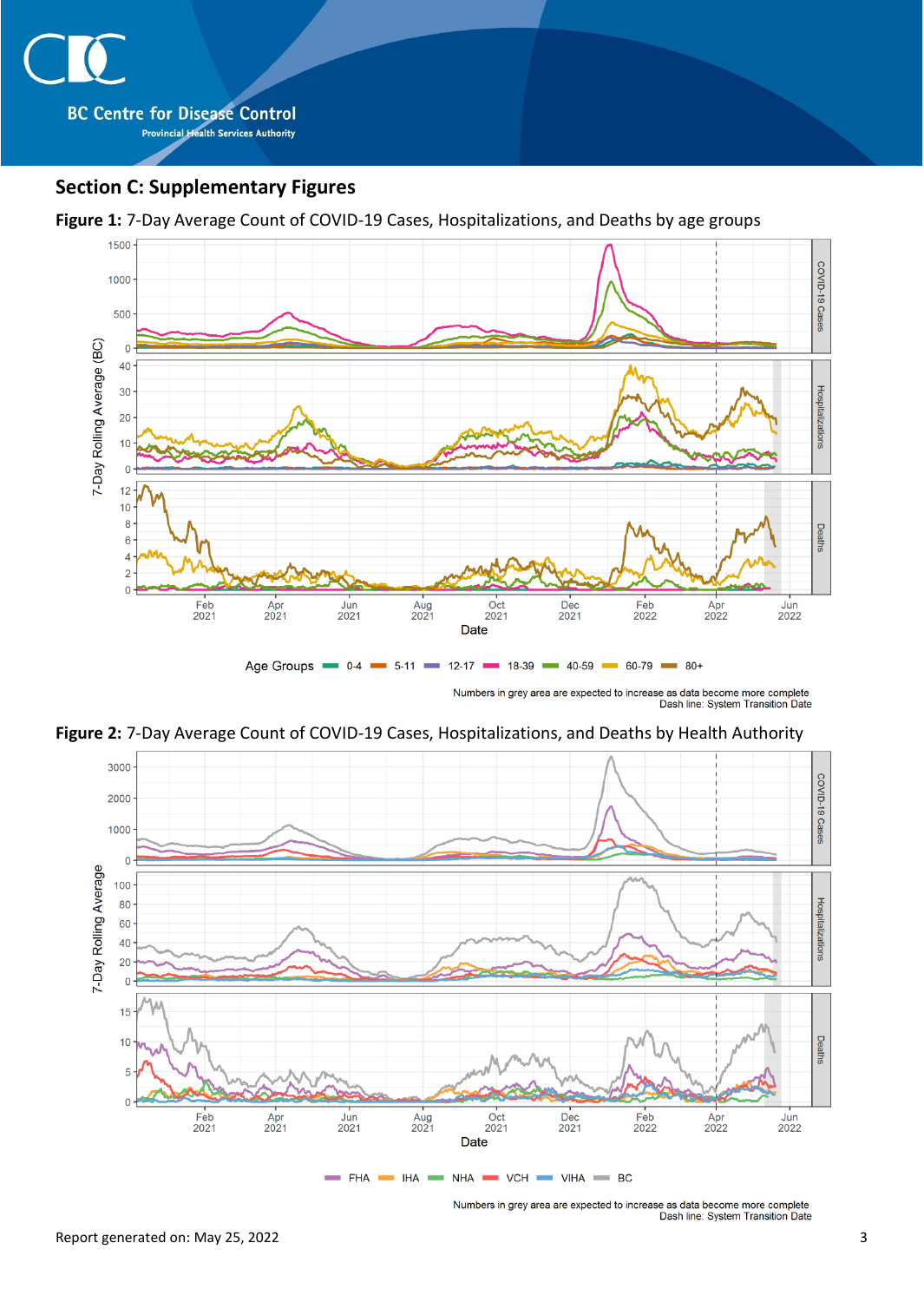## Section C: Supplementary Figures

**Figure 1:** 7-Day Average Count of COVID-19 Cases, Hospitalizations, and Deaths by age groups

7-Day Rolling Average (BC)

COVID-19 Cases
1500
1000
500
0

Hospitalizations
40
30
20
10
0

Deaths
12
10
8
6
4
2
0

Feb 2021
Apr 2021
Jun 2021
Aug 2021
Oct 2021
Dec 2021
Feb 2022
Apr 2022
Jun 2022

Date

Age Groups: 0-4, 5-11, 12-17, 18-39, 40-59, 60-79, 80+

Numbers in grey area are expected to increase as data become more complete
Dash line: System Transition Date

**Figure 2:** 7-Day Average Count of COVID-19 Cases, Hospitalizations, and Deaths by Health Authority

7-Day Rolling Average

COVID-19 Cases
3000
2000
1000
0

Hospitalizations
100
80
60
40
20
0

Deaths
15
10
5
0

Feb 2021
Apr 2021
Jun 2021
Aug 2021
Oct 2021
Dec 2021
Feb 2022
Apr 2022
Jun 2022

Date

FHA, IHA, NHA, VCH, VIHA, BC

Numbers in grey area are expected to increase as data become more complete
Dash line: System Transition Date

Report generated on: May 25, 2022